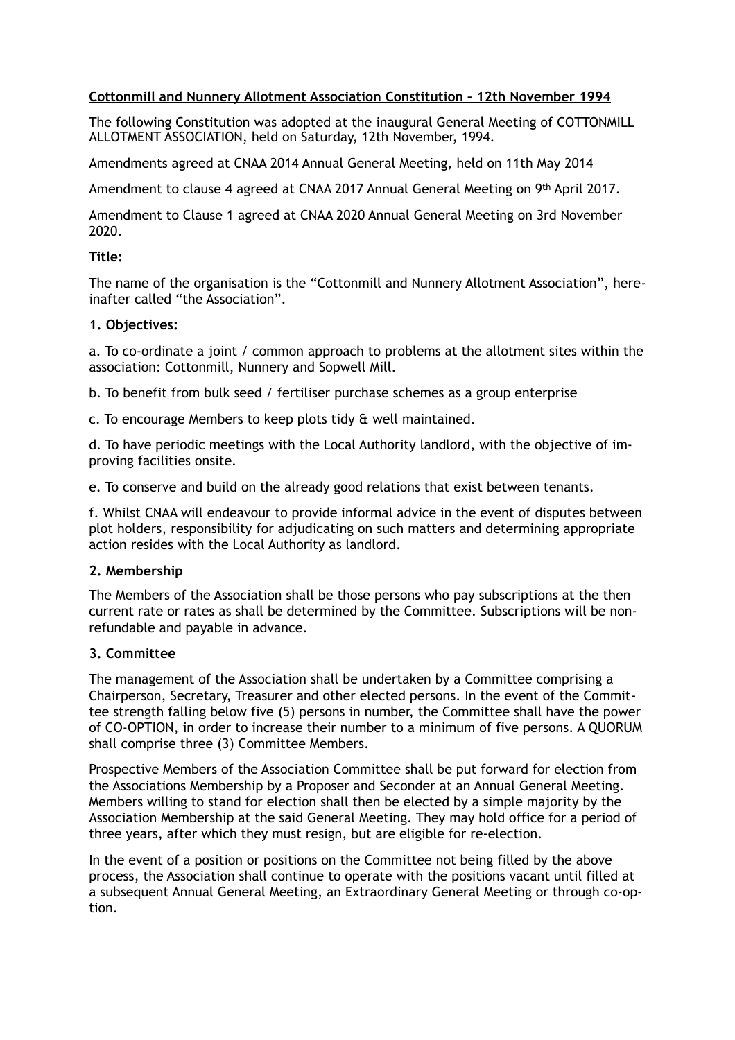**Cottonmill and Nunnery Allotment Association Constitution – 12th November 1994**

The following Constitution was adopted at the inaugural General Meeting of COTTONMILL ALLOTMENT ASSOCIATION, held on Saturday, 12th November, 1994.

Amendments agreed at CNAA 2014 Annual General Meeting, held on 11th May 2014

Amendment to clause 4 agreed at CNAA 2017 Annual General Meeting on 9th April 2017.

Amendment to Clause 1 agreed at CNAA 2020 Annual General Meeting on 3rd November 2020.

**Title:**

The name of the organisation is the "Cottonmill and Nunnery Allotment Association", hereinafter called "the Association".

**1. Objectives:**

a. To co-ordinate a joint / common approach to problems at the allotment sites within the association: Cottonmill, Nunnery and Sopwell Mill.

b. To benefit from bulk seed / fertiliser purchase schemes as a group enterprise

c. To encourage Members to keep plots tidy & well maintained.

d. To have periodic meetings with the Local Authority landlord, with the objective of improving facilities onsite.

e. To conserve and build on the already good relations that exist between tenants.

f. Whilst CNAA will endeavour to provide informal advice in the event of disputes between plot holders, responsibility for adjudicating on such matters and determining appropriate action resides with the Local Authority as landlord.

**2. Membership**

The Members of the Association shall be those persons who pay subscriptions at the then current rate or rates as shall be determined by the Committee. Subscriptions will be non-refundable and payable in advance.

**3. Committee**

The management of the Association shall be undertaken by a Committee comprising a Chairperson, Secretary, Treasurer and other elected persons. In the event of the Committee strength falling below five (5) persons in number, the Committee shall have the power of CO-OPTION, in order to increase their number to a minimum of five persons. A QUORUM shall comprise three (3) Committee Members.

Prospective Members of the Association Committee shall be put forward for election from the Associations Membership by a Proposer and Seconder at an Annual General Meeting. Members willing to stand for election shall then be elected by a simple majority by the Association Membership at the said General Meeting. They may hold office for a period of three years, after which they must resign, but are eligible for re-election.

In the event of a position or positions on the Committee not being filled by the above process, the Association shall continue to operate with the positions vacant until filled at a subsequent Annual General Meeting, an Extraordinary General Meeting or through co-option.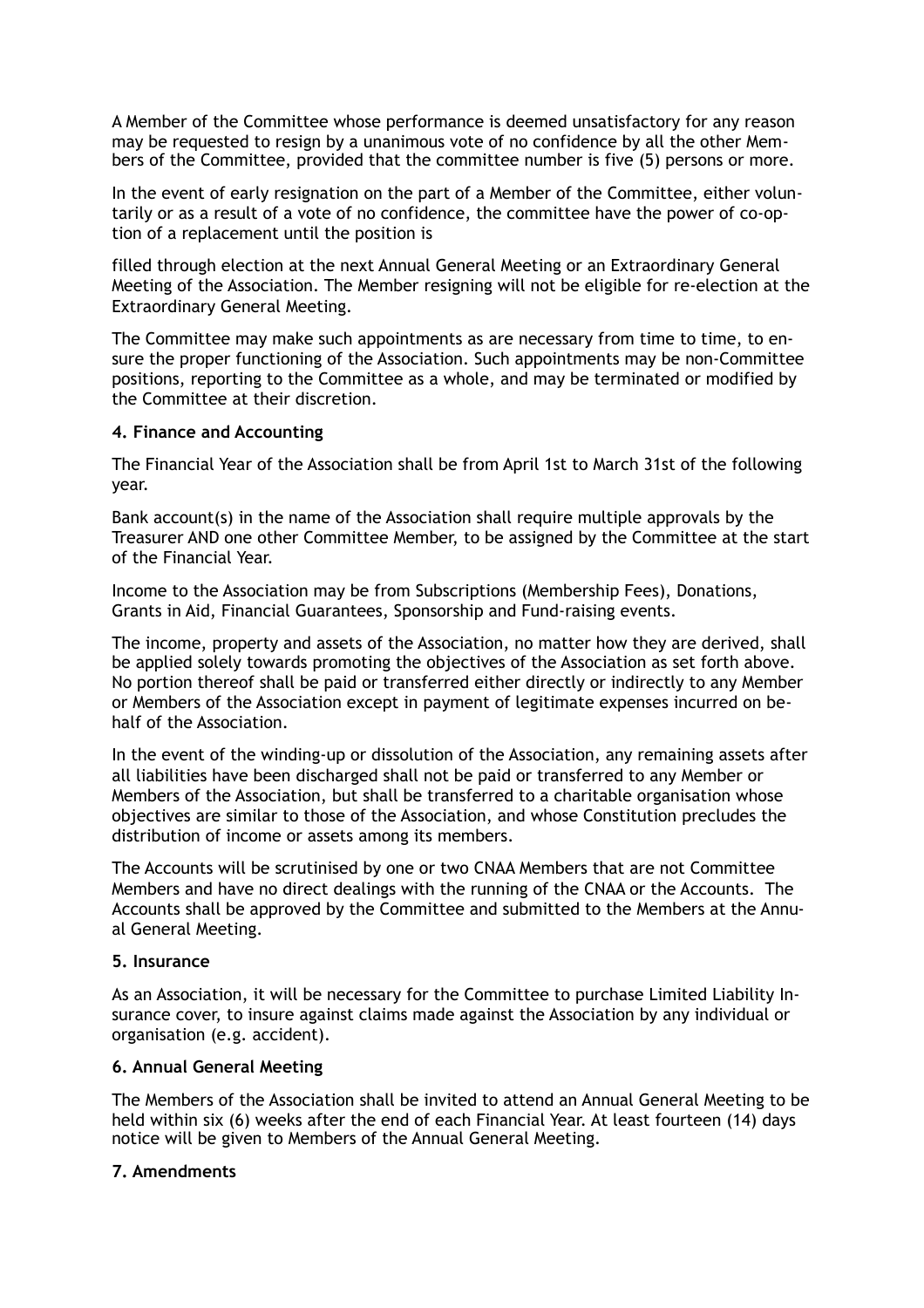A Member of the Committee whose performance is deemed unsatisfactory for any reason may be requested to resign by a unanimous vote of no confidence by all the other Members of the Committee, provided that the committee number is five (5) persons or more.

In the event of early resignation on the part of a Member of the Committee, either voluntarily or as a result of a vote of no confidence, the committee have the power of co-option of a replacement until the position is

filled through election at the next Annual General Meeting or an Extraordinary General Meeting of the Association. The Member resigning will not be eligible for re-election at the Extraordinary General Meeting.

The Committee may make such appointments as are necessary from time to time, to ensure the proper functioning of the Association. Such appointments may be non-Committee positions, reporting to the Committee as a whole, and may be terminated or modified by the Committee at their discretion.

**4. Finance and Accounting**

The Financial Year of the Association shall be from April 1st to March 31st of the following year.

Bank account(s) in the name of the Association shall require multiple approvals by the Treasurer AND one other Committee Member, to be assigned by the Committee at the start of the Financial Year.

Income to the Association may be from Subscriptions (Membership Fees), Donations, Grants in Aid, Financial Guarantees, Sponsorship and Fund-raising events.

The income, property and assets of the Association, no matter how they are derived, shall be applied solely towards promoting the objectives of the Association as set forth above. No portion thereof shall be paid or transferred either directly or indirectly to any Member or Members of the Association except in payment of legitimate expenses incurred on behalf of the Association.

In the event of the winding-up or dissolution of the Association, any remaining assets after all liabilities have been discharged shall not be paid or transferred to any Member or Members of the Association, but shall be transferred to a charitable organisation whose objectives are similar to those of the Association, and whose Constitution precludes the distribution of income or assets among its members.

The Accounts will be scrutinised by one or two CNAA Members that are not Committee Members and have no direct dealings with the running of the CNAA or the Accounts. The Accounts shall be approved by the Committee and submitted to the Members at the Annual General Meeting.

**5. Insurance**

As an Association, it will be necessary for the Committee to purchase Limited Liability Insurance cover, to insure against claims made against the Association by any individual or organisation (e.g. accident).

**6. Annual General Meeting**

The Members of the Association shall be invited to attend an Annual General Meeting to be held within six (6) weeks after the end of each Financial Year. At least fourteen (14) days notice will be given to Members of the Annual General Meeting.

**7. Amendments**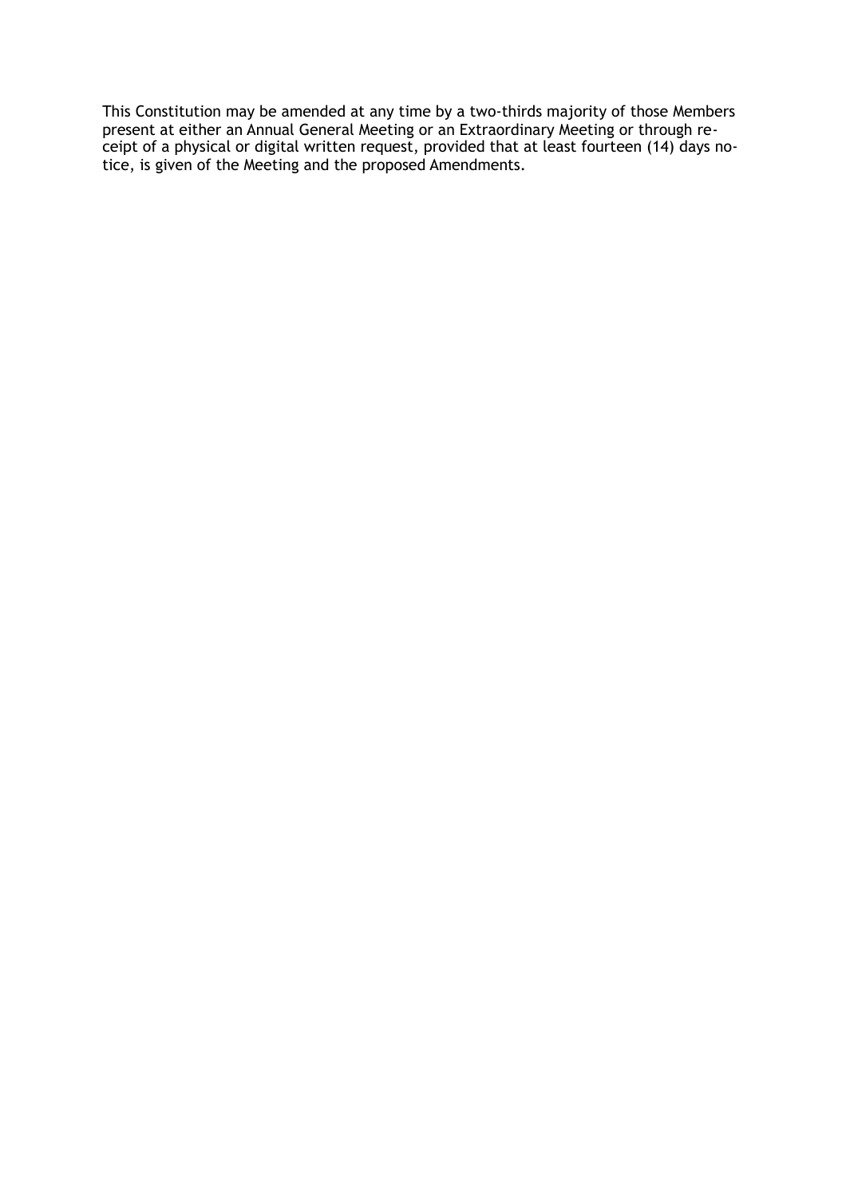This Constitution may be amended at any time by a two-thirds majority of those Members present at either an Annual General Meeting or an Extraordinary Meeting or through receipt of a physical or digital written request, provided that at least fourteen (14) days notice, is given of the Meeting and the proposed Amendments.